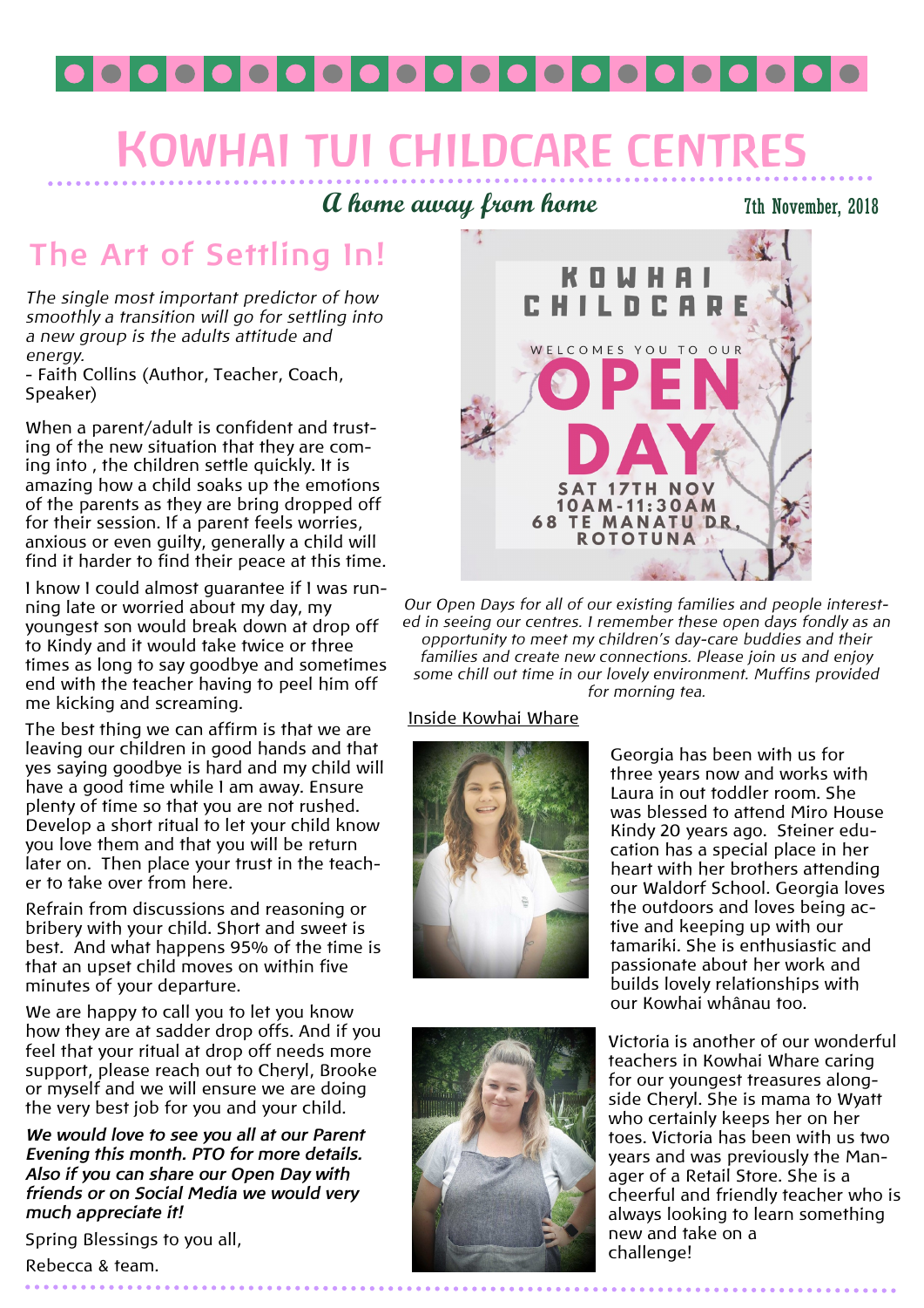# KOWHAI TUI CHILDCARE CENTRES

*A home away from home*

7th November, 2018

## The Art of Settling In!

*The single most important predictor of how smoothly a transition will go for settling into a new group is the adults attitude and energy.*
- Faith Collins (Author, Teacher, Coach, Speaker)

When a parent/adult is confident and trusting of the new situation that they are coming into , the children settle quickly. It is amazing how a child soaks up the emotions of the parents as they are bring dropped off for their session. If a parent feels worries, anxious or even guilty, generally a child will find it harder to find their peace at this time.

I know I could almost guarantee if I was running late or worried about my day, my youngest son would break down at drop off to Kindy and it would take twice or three times as long to say goodbye and sometimes end with the teacher having to peel him off me kicking and screaming.

The best thing we can affirm is that we are leaving our children in good hands and that yes saying goodbye is hard and my child will have a good time while I am away. Ensure plenty of time so that you are not rushed. Develop a short ritual to let your child know you love them and that you will be return later on. Then place your trust in the teacher to take over from here.

Refrain from discussions and reasoning or bribery with your child. Short and sweet is best. And what happens 95% of the time is that an upset child moves on within five minutes of your departure.

We are happy to call you to let you know how they are at sadder drop offs. And if you feel that your ritual at drop off needs more support, please reach out to Cheryl, Brooke or myself and we will ensure we are doing the very best job for you and your child.

***We would love to see you all at our Parent Evening this month. PTO for more details. Also if you can share our Open Day with friends or on Social Media we would very much appreciate it!***

Spring Blessings to you all,

Rebecca & team.

KOWHAI CHILDCARE

WELCOMES YOU TO OUR

OPEN DAY

SAT 17TH NOV
10AM-11:30AM
68 TE MANATU DR, ROTOTUNA

*Our Open Days for all of our existing families and people interested in seeing our centres. I remember these open days fondly as an opportunity to meet my children's day-care buddies and their families and create new connections. Please join us and enjoy some chill out time in our lovely environment. Muffins provided for morning tea.*

Inside Kowhai Whare

Georgia has been with us for three years now and works with Laura in out toddler room. She was blessed to attend Miro House Kindy 20 years ago. Steiner education has a special place in her heart with her brothers attending our Waldorf School. Georgia loves the outdoors and loves being active and keeping up with our tamariki. She is enthusiastic and passionate about her work and builds lovely relationships with our Kowhai whânau too.

Victoria is another of our wonderful teachers in Kowhai Whare caring for our youngest treasures alongside Cheryl. She is mama to Wyatt who certainly keeps her on her toes. Victoria has been with us two years and was previously the Manager of a Retail Store. She is a cheerful and friendly teacher who is always looking to learn something new and take on a challenge!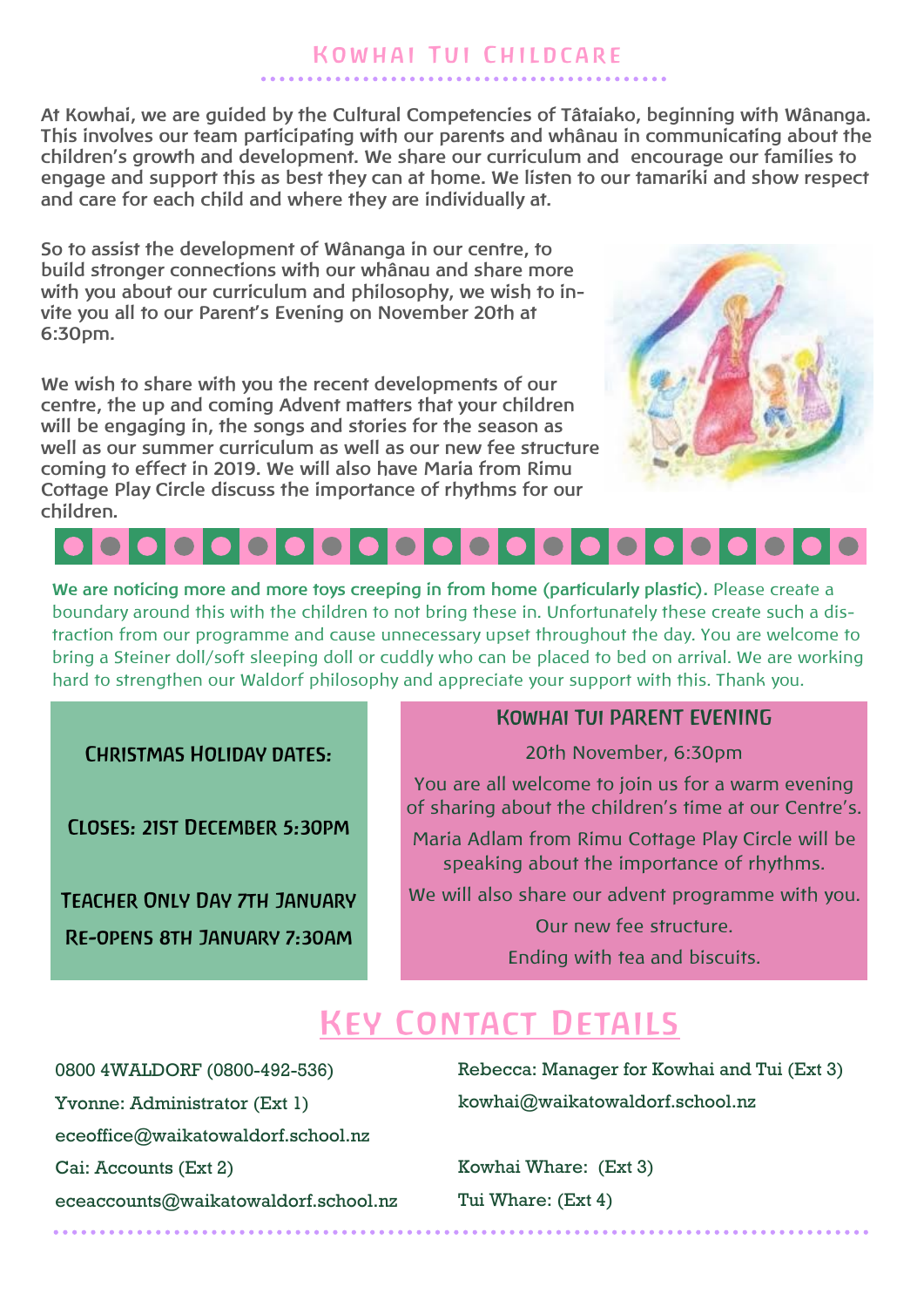# Kowhai Tui Childcare

At Kowhai, we are guided by the Cultural Competencies of Tâtaiako, beginning with Wânanga. This involves our team participating with our parents and whânau in communicating about the children's growth and development. We share our curriculum and encourage our families to engage and support this as best they can at home. We listen to our tamariki and show respect and care for each child and where they are individually at.

So to assist the development of Wânanga in our centre, to build stronger connections with our whânau and share more with you about our curriculum and philosophy, we wish to invite you all to our Parent's Evening on November 20th at 6:30pm.

We wish to share with you the recent developments of our centre, the up and coming Advent matters that your children will be engaging in, the songs and stories for the season as well as our summer curriculum as well as our new fee structure coming to effect in 2019. We will also have Maria from Rimu Cottage Play Circle discuss the importance of rhythms for our children.

**We are noticing more and more toys creeping in from home (particularly plastic).** Please create a boundary around this with the children to not bring these in. Unfortunately these create such a distraction from our programme and cause unnecessary upset throughout the day. You are welcome to bring a Steiner doll/soft sleeping doll or cuddly who can be placed to bed on arrival. We are working hard to strengthen our Waldorf philosophy and appreciate your support with this. Thank you.

### Christmas Holiday Dates:

Closes: 21st December 5:30pm

Teacher Only Day 7th January

Re-opens 8th January 7:30am

### Kowhai Tui Parent Evening

20th November, 6:30pm

You are all welcome to join us for a warm evening of sharing about the children's time at our Centre's.

Maria Adlam from Rimu Cottage Play Circle will be speaking about the importance of rhythms.

We will also share our advent programme with you.

Our new fee structure.

Ending with tea and biscuits.

## Key Contact Details

0800 4WALDORF (0800-492-536)

Yvonne: Administrator (Ext 1)

eceoffice@waikatowaldorf.school.nz

Cai: Accounts (Ext 2)

eceaccounts@waikatowaldorf.school.nz

Rebecca: Manager for Kowhai and Tui (Ext 3)

kowhai@waikatowaldorf.school.nz

Kowhai Whare: (Ext 3)

Tui Whare: (Ext 4)